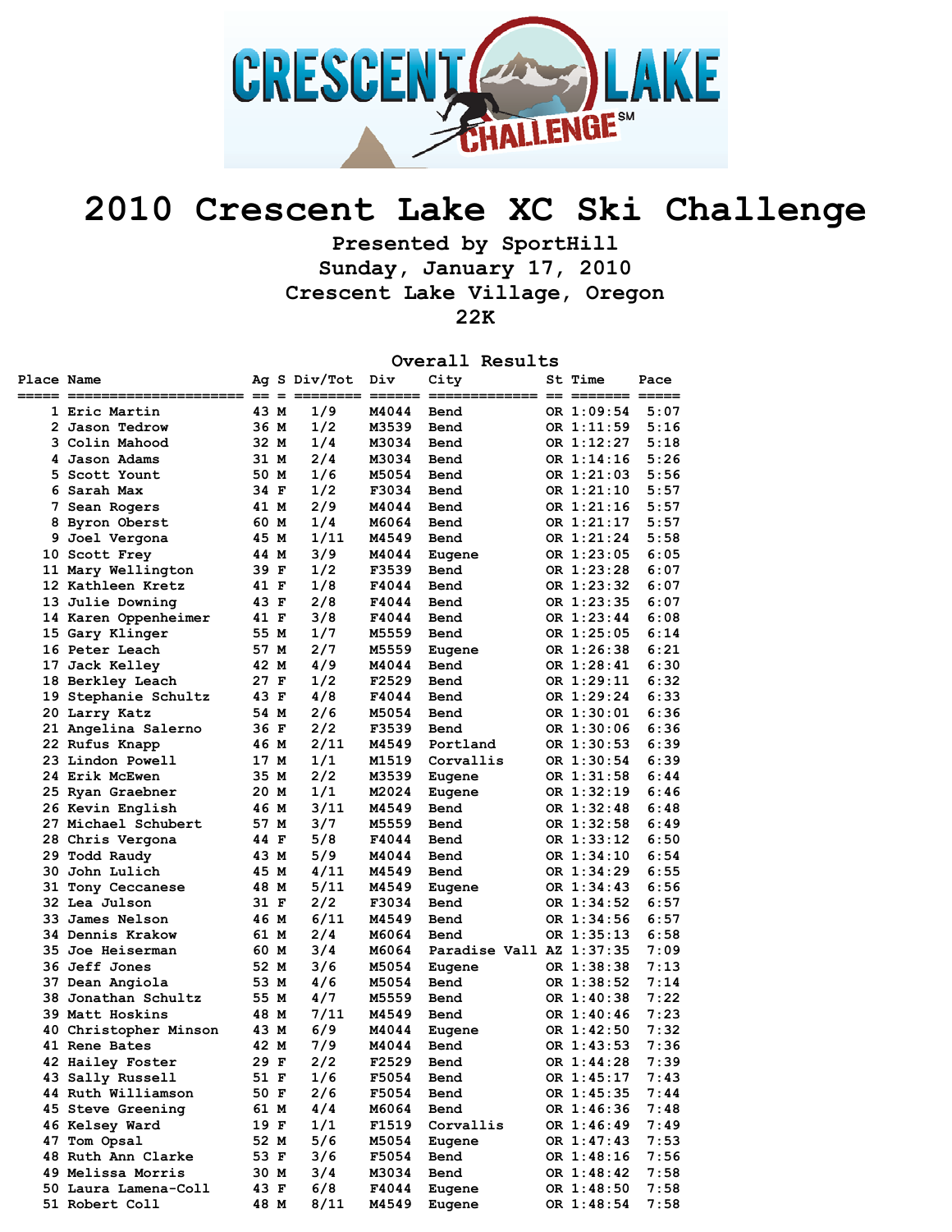# 2010 Crescent Lake XC Ski Challenge

### Presented by SportHill
### Sunday, January 17, 2010
### Crescent Lake Village, Oregon
### 22K

## Overall Results

| Place | Name | Ag | S | Div/Tot | Div | City | St | Time | Pace |
|---|---|---|---|---|---|---|---|---|---|
| 1 | Eric Martin | 43 | M | 1/9 | M4044 | Bend | OR | 1:09:54 | 5:07 |
| 2 | Jason Tedrow | 36 | M | 1/2 | M3539 | Bend | OR | 1:11:59 | 5:16 |
| 3 | Colin Mahood | 32 | M | 1/4 | M3034 | Bend | OR | 1:12:27 | 5:18 |
| 4 | Jason Adams | 31 | M | 2/4 | M3034 | Bend | OR | 1:14:16 | 5:26 |
| 5 | Scott Yount | 50 | M | 1/6 | M5054 | Bend | OR | 1:21:03 | 5:56 |
| 6 | Sarah Max | 34 | F | 1/2 | F3034 | Bend | OR | 1:21:10 | 5:57 |
| 7 | Sean Rogers | 41 | M | 2/9 | M4044 | Bend | OR | 1:21:16 | 5:57 |
| 8 | Byron Oberst | 60 | M | 1/4 | M6064 | Bend | OR | 1:21:17 | 5:57 |
| 9 | Joel Vergona | 45 | M | 1/11 | M4549 | Bend | OR | 1:21:24 | 5:58 |
| 10 | Scott Frey | 44 | M | 3/9 | M4044 | Eugene | OR | 1:23:05 | 6:05 |
| 11 | Mary Wellington | 39 | F | 1/2 | F3539 | Bend | OR | 1:23:28 | 6:07 |
| 12 | Kathleen Kretz | 41 | F | 1/8 | F4044 | Bend | OR | 1:23:32 | 6:07 |
| 13 | Julie Downing | 43 | F | 2/8 | F4044 | Bend | OR | 1:23:35 | 6:07 |
| 14 | Karen Oppenheimer | 41 | F | 3/8 | F4044 | Bend | OR | 1:23:44 | 6:08 |
| 15 | Gary Klinger | 55 | M | 1/7 | M5559 | Bend | OR | 1:25:05 | 6:14 |
| 16 | Peter Leach | 57 | M | 2/7 | M5559 | Eugene | OR | 1:26:38 | 6:21 |
| 17 | Jack Kelley | 42 | M | 4/9 | M4044 | Bend | OR | 1:28:41 | 6:30 |
| 18 | Berkley Leach | 27 | F | 1/2 | F2529 | Bend | OR | 1:29:11 | 6:32 |
| 19 | Stephanie Schultz | 43 | F | 4/8 | F4044 | Bend | OR | 1:29:24 | 6:33 |
| 20 | Larry Katz | 54 | M | 2/6 | M5054 | Bend | OR | 1:30:01 | 6:36 |
| 21 | Angelina Salerno | 36 | F | 2/2 | F3539 | Bend | OR | 1:30:06 | 6:36 |
| 22 | Rufus Knapp | 46 | M | 2/11 | M4549 | Portland | OR | 1:30:53 | 6:39 |
| 23 | Lindon Powell | 17 | M | 1/1 | M1519 | Corvallis | OR | 1:30:54 | 6:39 |
| 24 | Erik McEwen | 35 | M | 2/2 | M3539 | Eugene | OR | 1:31:58 | 6:44 |
| 25 | Ryan Graebner | 20 | M | 1/1 | M2024 | Eugene | OR | 1:32:19 | 6:46 |
| 26 | Kevin English | 46 | M | 3/11 | M4549 | Bend | OR | 1:32:48 | 6:48 |
| 27 | Michael Schubert | 57 | M | 3/7 | M5559 | Bend | OR | 1:32:58 | 6:49 |
| 28 | Chris Vergona | 44 | F | 5/8 | F4044 | Bend | OR | 1:33:12 | 6:50 |
| 29 | Todd Raudy | 43 | M | 5/9 | M4044 | Bend | OR | 1:34:10 | 6:54 |
| 30 | John Lulich | 45 | M | 4/11 | M4549 | Bend | OR | 1:34:29 | 6:55 |
| 31 | Tony Ceccanese | 48 | M | 5/11 | M4549 | Eugene | OR | 1:34:43 | 6:56 |
| 32 | Lea Julson | 31 | F | 2/2 | F3034 | Bend | OR | 1:34:52 | 6:57 |
| 33 | James Nelson | 46 | M | 6/11 | M4549 | Bend | OR | 1:34:56 | 6:57 |
| 34 | Dennis Krakow | 61 | M | 2/4 | M6064 | Bend | OR | 1:35:13 | 6:58 |
| 35 | Joe Heiserman | 60 | M | 3/4 | M6064 | Paradise Vall | AZ | 1:37:35 | 7:09 |
| 36 | Jeff Jones | 52 | M | 3/6 | M5054 | Eugene | OR | 1:38:38 | 7:13 |
| 37 | Dean Angiola | 53 | M | 4/6 | M5054 | Bend | OR | 1:38:52 | 7:14 |
| 38 | Jonathan Schultz | 55 | M | 4/7 | M5559 | Bend | OR | 1:40:38 | 7:22 |
| 39 | Matt Hoskins | 48 | M | 7/11 | M4549 | Bend | OR | 1:40:46 | 7:23 |
| 40 | Christopher Minson | 43 | M | 6/9 | M4044 | Eugene | OR | 1:42:50 | 7:32 |
| 41 | Rene Bates | 42 | M | 7/9 | M4044 | Bend | OR | 1:43:53 | 7:36 |
| 42 | Hailey Foster | 29 | F | 2/2 | F2529 | Bend | OR | 1:44:28 | 7:39 |
| 43 | Sally Russell | 51 | F | 1/6 | F5054 | Bend | OR | 1:45:17 | 7:43 |
| 44 | Ruth Williamson | 50 | F | 2/6 | F5054 | Bend | OR | 1:45:35 | 7:44 |
| 45 | Steve Greening | 61 | M | 4/4 | M6064 | Bend | OR | 1:46:36 | 7:48 |
| 46 | Kelsey Ward | 19 | F | 1/1 | F1519 | Corvallis | OR | 1:46:49 | 7:49 |
| 47 | Tom Opsal | 52 | M | 5/6 | M5054 | Eugene | OR | 1:47:43 | 7:53 |
| 48 | Ruth Ann Clarke | 53 | F | 3/6 | F5054 | Bend | OR | 1:48:16 | 7:56 |
| 49 | Melissa Morris | 30 | M | 3/4 | M3034 | Bend | OR | 1:48:42 | 7:58 |
| 50 | Laura Lamena-Coll | 43 | F | 6/8 | F4044 | Eugene | OR | 1:48:50 | 7:58 |
| 51 | Robert Coll | 48 | M | 8/11 | M4549 | Eugene | OR | 1:48:54 | 7:58 |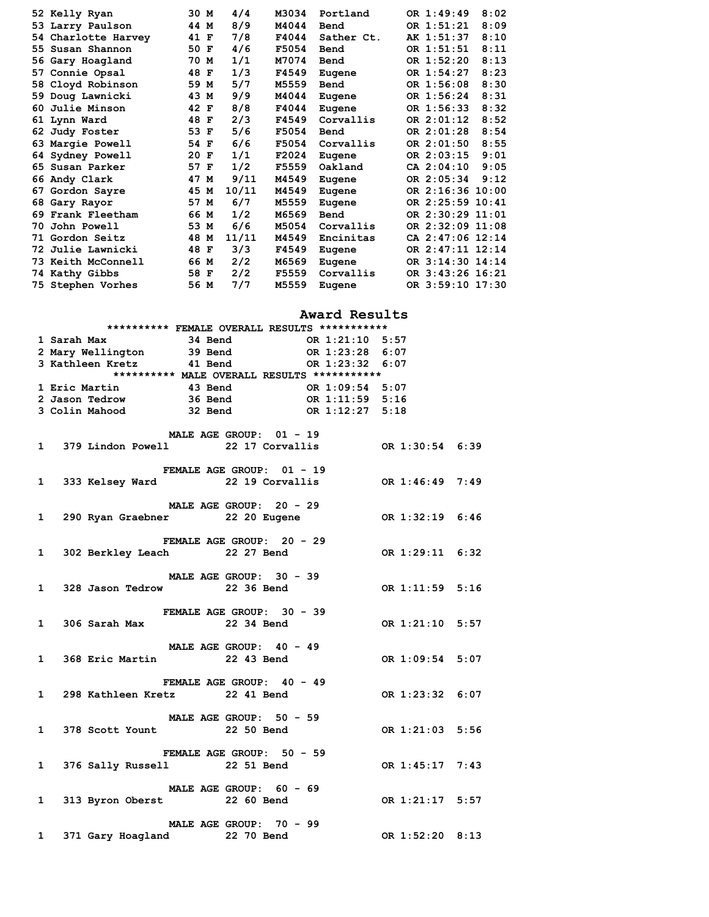| | | | | | | | | | |
|---|---|---|---|---|---|---|---|---|---|
| 52 | Kelly Ryan | 30 | M | 4/4 | M3034 | Portland | OR | 1:49:49 | 8:02 |
| 53 | Larry Paulson | 44 | M | 8/9 | M4044 | Bend | OR | 1:51:21 | 8:09 |
| 54 | Charlotte Harvey | 41 | F | 7/8 | F4044 | Sather Ct. | AK | 1:51:37 | 8:10 |
| 55 | Susan Shannon | 50 | F | 4/6 | F5054 | Bend | OR | 1:51:51 | 8:11 |
| 56 | Gary Hoagland | 70 | M | 1/1 | M7074 | Bend | OR | 1:52:20 | 8:13 |
| 57 | Connie Opsal | 48 | F | 1/3 | F4549 | Eugene | OR | 1:54:27 | 8:23 |
| 58 | Cloyd Robinson | 59 | M | 5/7 | M5559 | Bend | OR | 1:56:08 | 8:30 |
| 59 | Doug Lawnicki | 43 | M | 9/9 | M4044 | Eugene | OR | 1:56:24 | 8:31 |
| 60 | Julie Minson | 42 | F | 8/8 | F4044 | Eugene | OR | 1:56:33 | 8:32 |
| 61 | Lynn Ward | 48 | F | 2/3 | F4549 | Corvallis | OR | 2:01:12 | 8:52 |
| 62 | Judy Foster | 53 | F | 5/6 | F5054 | Bend | OR | 2:01:28 | 8:54 |
| 63 | Margie Powell | 54 | F | 6/6 | F5054 | Corvallis | OR | 2:01:50 | 8:55 |
| 64 | Sydney Powell | 20 | F | 1/1 | F2024 | Eugene | OR | 2:03:15 | 9:01 |
| 65 | Susan Parker | 57 | F | 1/2 | F5559 | Oakland | CA | 2:04:10 | 9:05 |
| 66 | Andy Clark | 47 | M | 9/11 | M4549 | Eugene | OR | 2:05:34 | 9:12 |
| 67 | Gordon Sayre | 45 | M | 10/11 | M4549 | Eugene | OR | 2:16:36 | 10:00 |
| 68 | Gary Rayor | 57 | M | 6/7 | M5559 | Eugene | OR | 2:25:59 | 10:41 |
| 69 | Frank Fleetham | 66 | M | 1/2 | M6569 | Bend | OR | 2:30:29 | 11:01 |
| 70 | John Powell | 53 | M | 6/6 | M5054 | Corvallis | OR | 2:32:09 | 11:08 |
| 71 | Gordon Seitz | 48 | M | 11/11 | M4549 | Encinitas | CA | 2:47:06 | 12:14 |
| 72 | Julie Lawnicki | 48 | F | 3/3 | F4549 | Eugene | OR | 2:47:11 | 12:14 |
| 73 | Keith McConnell | 66 | M | 2/2 | M6569 | Eugene | OR | 3:14:30 | 14:14 |
| 74 | Kathy Gibbs | 58 | F | 2/2 | F5559 | Corvallis | OR | 3:43:26 | 16:21 |
| 75 | Stephen Vorhes | 56 | M | 7/7 | M5559 | Eugene | OR | 3:59:10 | 17:30 |

## Award Results

********** FEMALE OVERALL RESULTS ***********

| | | | | | | |
|---|---|---|---|---|---|---|
| 1 | Sarah Max | 34 | Bend | OR | 1:21:10 | 5:57 |
| 2 | Mary Wellington | 39 | Bend | OR | 1:23:28 | 6:07 |
| 3 | Kathleen Kretz | 41 | Bend | OR | 1:23:32 | 6:07 |

********** MALE OVERALL RESULTS ***********

| | | | | | | |
|---|---|---|---|---|---|---|
| 1 | Eric Martin | 43 | Bend | OR | 1:09:54 | 5:07 |
| 2 | Jason Tedrow | 36 | Bend | OR | 1:11:59 | 5:16 |
| 3 | Colin Mahood | 32 | Bend | OR | 1:12:27 | 5:18 |

MALE AGE GROUP: 01 - 19

1 379 Lindon Powell 22 17 Corvallis OR 1:30:54 6:39

FEMALE AGE GROUP: 01 - 19

1 333 Kelsey Ward 22 19 Corvallis OR 1:46:49 7:49

MALE AGE GROUP: 20 - 29

1 290 Ryan Graebner 22 20 Eugene OR 1:32:19 6:46

FEMALE AGE GROUP: 20 - 29

1 302 Berkley Leach 22 27 Bend OR 1:29:11 6:32

MALE AGE GROUP: 30 - 39

1 328 Jason Tedrow 22 36 Bend OR 1:11:59 5:16

FEMALE AGE GROUP: 30 - 39

1 306 Sarah Max 22 34 Bend OR 1:21:10 5:57

MALE AGE GROUP: 40 - 49

1 368 Eric Martin 22 43 Bend OR 1:09:54 5:07

FEMALE AGE GROUP: 40 - 49

1 298 Kathleen Kretz 22 41 Bend OR 1:23:32 6:07

MALE AGE GROUP: 50 - 59

1 378 Scott Yount 22 50 Bend OR 1:21:03 5:56

FEMALE AGE GROUP: 50 - 59

1 376 Sally Russell 22 51 Bend OR 1:45:17 7:43

MALE AGE GROUP: 60 - 69

1 313 Byron Oberst 22 60 Bend OR 1:21:17 5:57

MALE AGE GROUP: 70 - 99

1 371 Gary Hoagland 22 70 Bend OR 1:52:20 8:13